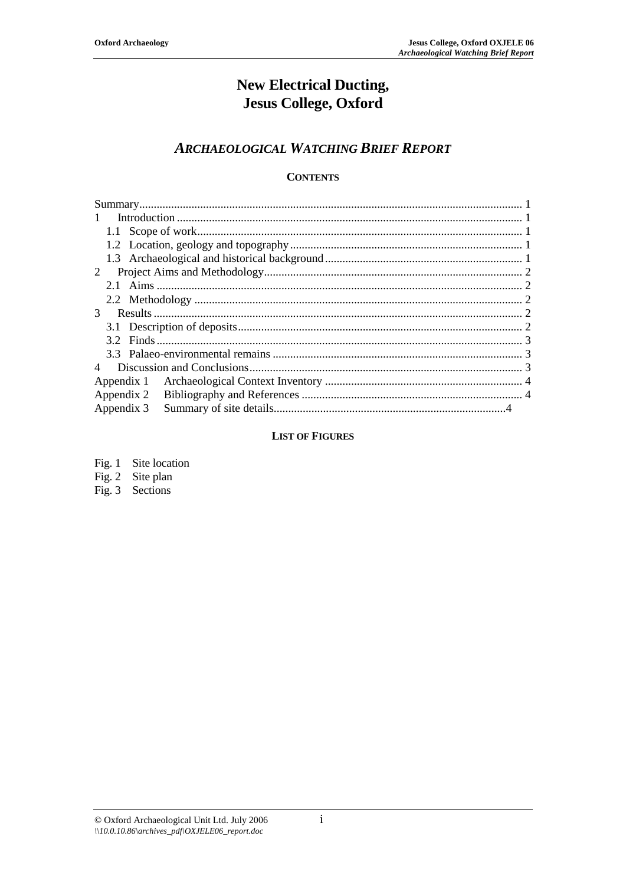# New Electrical Ducting, Jesus College, Oxford

## *Archaeological Watching Brief Report*

### Contents

Summary .......... 1
1 Introduction .......... 1
  1.1 Scope of work .......... 1
  1.2 Location, geology and topography .......... 1
  1.3 Archaeological and historical background .......... 1
2 Project Aims and Methodology .......... 2
  2.1 Aims .......... 2
  2.2 Methodology .......... 2
3 Results .......... 2
  3.1 Description of deposits .......... 2
  3.2 Finds .......... 3
  3.3 Palaeo-environmental remains .......... 3
4 Discussion and Conclusions .......... 3
Appendix 1 Archaeological Context Inventory .......... 4
Appendix 2 Bibliography and References .......... 4
Appendix 3 Summary of site details .......... 4

### List of Figures

Fig. 1 Site location
Fig. 2 Site plan
Fig. 3 Sections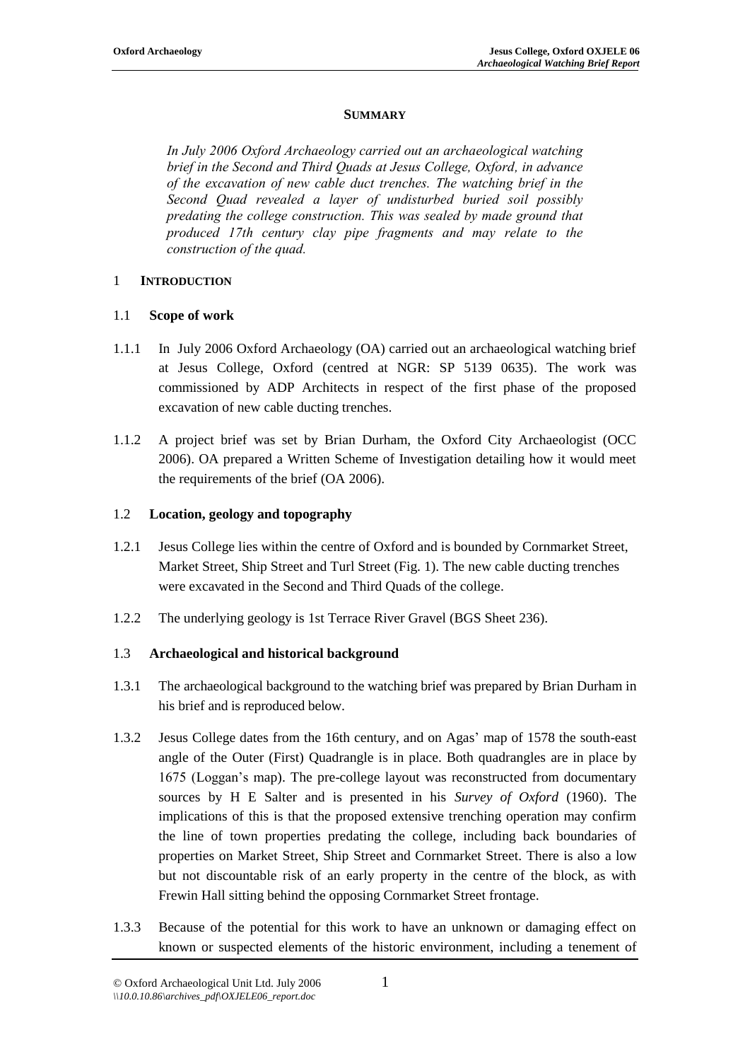## SUMMARY

*In July 2006 Oxford Archaeology carried out an archaeological watching brief in the Second and Third Quads at Jesus College, Oxford, in advance of the excavation of new cable duct trenches. The watching brief in the Second Quad revealed a layer of undisturbed buried soil possibly predating the college construction. This was sealed by made ground that produced 17th century clay pipe fragments and may relate to the construction of the quad.*

## 1 INTRODUCTION

### 1.1 Scope of work

1.1.1 In July 2006 Oxford Archaeology (OA) carried out an archaeological watching brief at Jesus College, Oxford (centred at NGR: SP 5139 0635). The work was commissioned by ADP Architects in respect of the first phase of the proposed excavation of new cable ducting trenches.

1.1.2 A project brief was set by Brian Durham, the Oxford City Archaeologist (OCC 2006). OA prepared a Written Scheme of Investigation detailing how it would meet the requirements of the brief (OA 2006).

### 1.2 Location, geology and topography

1.2.1 Jesus College lies within the centre of Oxford and is bounded by Cornmarket Street, Market Street, Ship Street and Turl Street (Fig. 1). The new cable ducting trenches were excavated in the Second and Third Quads of the college.

1.2.2 The underlying geology is 1st Terrace River Gravel (BGS Sheet 236).

### 1.3 Archaeological and historical background

1.3.1 The archaeological background to the watching brief was prepared by Brian Durham in his brief and is reproduced below.

1.3.2 Jesus College dates from the 16th century, and on Agas' map of 1578 the south-east angle of the Outer (First) Quadrangle is in place. Both quadrangles are in place by 1675 (Loggan's map). The pre-college layout was reconstructed from documentary sources by H E Salter and is presented in his *Survey of Oxford* (1960). The implications of this is that the proposed extensive trenching operation may confirm the line of town properties predating the college, including back boundaries of properties on Market Street, Ship Street and Cornmarket Street. There is also a low but not discountable risk of an early property in the centre of the block, as with Frewin Hall sitting behind the opposing Cornmarket Street frontage.

1.3.3 Because of the potential for this work to have an unknown or damaging effect on known or suspected elements of the historic environment, including a tenement of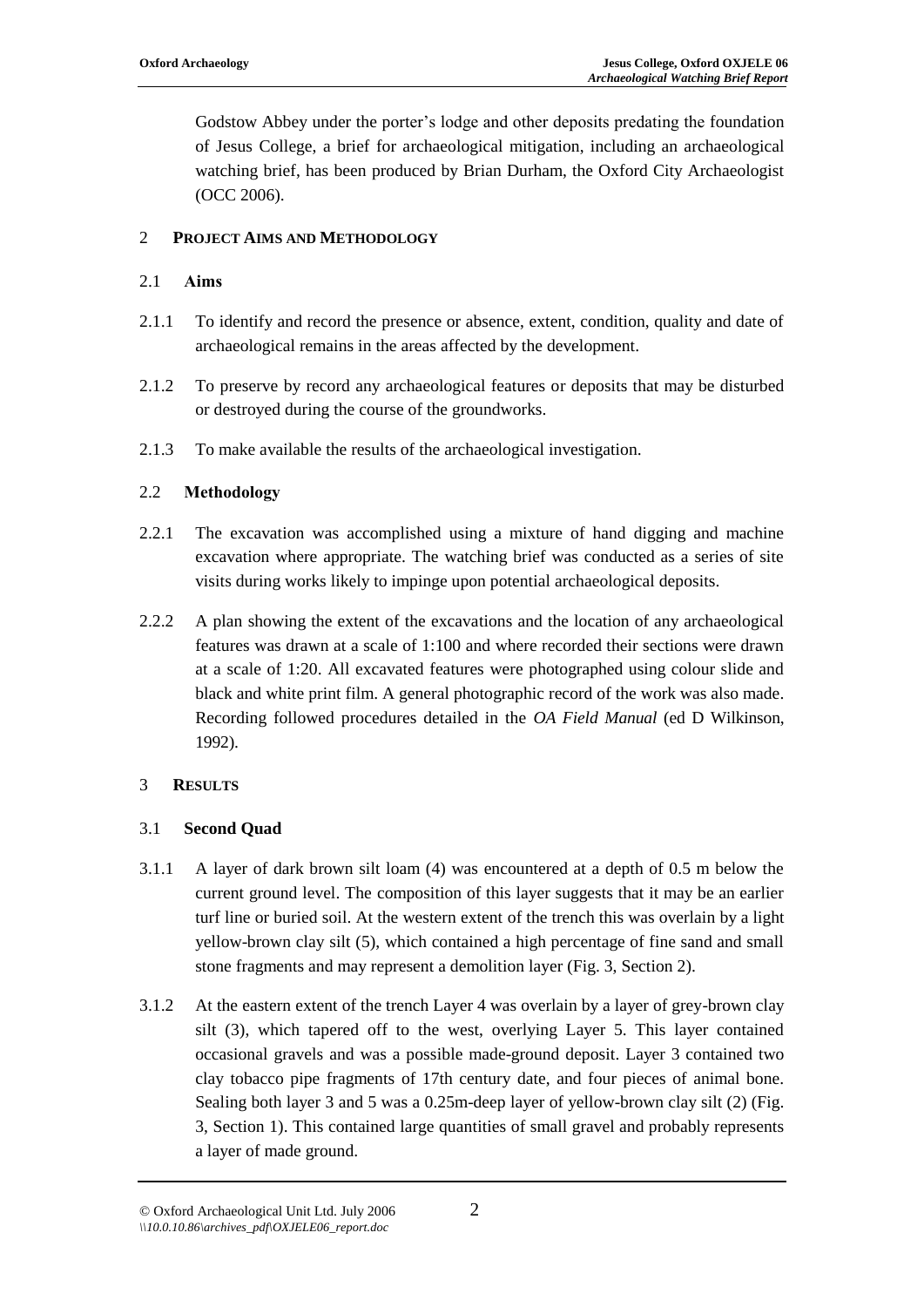Godstow Abbey under the porter's lodge and other deposits predating the foundation of Jesus College, a brief for archaeological mitigation, including an archaeological watching brief, has been produced by Brian Durham, the Oxford City Archaeologist (OCC 2006).

## 2 PROJECT AIMS AND METHODOLOGY

### 2.1 Aims

2.1.1 To identify and record the presence or absence, extent, condition, quality and date of archaeological remains in the areas affected by the development.

2.1.2 To preserve by record any archaeological features or deposits that may be disturbed or destroyed during the course of the groundworks.

2.1.3 To make available the results of the archaeological investigation.

### 2.2 Methodology

2.2.1 The excavation was accomplished using a mixture of hand digging and machine excavation where appropriate. The watching brief was conducted as a series of site visits during works likely to impinge upon potential archaeological deposits.

2.2.2 A plan showing the extent of the excavations and the location of any archaeological features was drawn at a scale of 1:100 and where recorded their sections were drawn at a scale of 1:20. All excavated features were photographed using colour slide and black and white print film. A general photographic record of the work was also made. Recording followed procedures detailed in the *OA Field Manual* (ed D Wilkinson, 1992).

## 3 RESULTS

### 3.1 Second Quad

3.1.1 A layer of dark brown silt loam (4) was encountered at a depth of 0.5 m below the current ground level. The composition of this layer suggests that it may be an earlier turf line or buried soil. At the western extent of the trench this was overlain by a light yellow-brown clay silt (5), which contained a high percentage of fine sand and small stone fragments and may represent a demolition layer (Fig. 3, Section 2).

3.1.2 At the eastern extent of the trench Layer 4 was overlain by a layer of grey-brown clay silt (3), which tapered off to the west, overlying Layer 5. This layer contained occasional gravels and was a possible made-ground deposit. Layer 3 contained two clay tobacco pipe fragments of 17th century date, and four pieces of animal bone. Sealing both layer 3 and 5 was a 0.25m-deep layer of yellow-brown clay silt (2) (Fig. 3, Section 1). This contained large quantities of small gravel and probably represents a layer of made ground.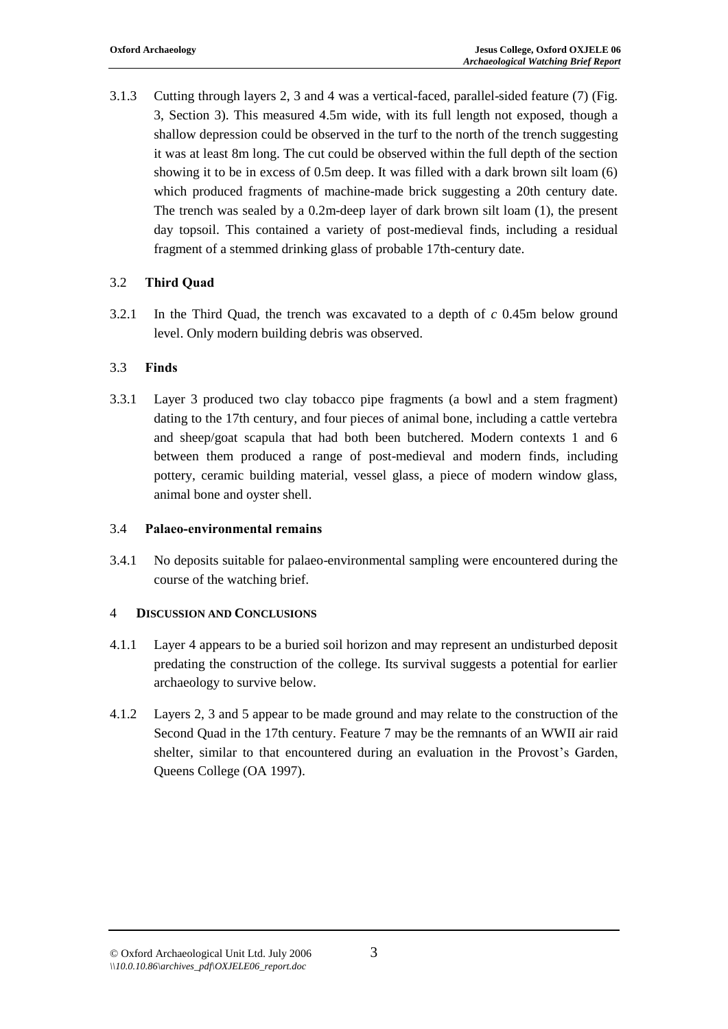3.1.3 Cutting through layers 2, 3 and 4 was a vertical-faced, parallel-sided feature (7) (Fig. 3, Section 3). This measured 4.5m wide, with its full length not exposed, though a shallow depression could be observed in the turf to the north of the trench suggesting it was at least 8m long. The cut could be observed within the full depth of the section showing it to be in excess of 0.5m deep. It was filled with a dark brown silt loam (6) which produced fragments of machine-made brick suggesting a 20th century date. The trench was sealed by a 0.2m-deep layer of dark brown silt loam (1), the present day topsoil. This contained a variety of post-medieval finds, including a residual fragment of a stemmed drinking glass of probable 17th-century date.

### 3.2 Third Quad

3.2.1 In the Third Quad, the trench was excavated to a depth of *c* 0.45m below ground level. Only modern building debris was observed.

### 3.3 Finds

3.3.1 Layer 3 produced two clay tobacco pipe fragments (a bowl and a stem fragment) dating to the 17th century, and four pieces of animal bone, including a cattle vertebra and sheep/goat scapula that had both been butchered. Modern contexts 1 and 6 between them produced a range of post-medieval and modern finds, including pottery, ceramic building material, vessel glass, a piece of modern window glass, animal bone and oyster shell.

### 3.4 Palaeo-environmental remains

3.4.1 No deposits suitable for palaeo-environmental sampling were encountered during the course of the watching brief.

## 4 Discussion and Conclusions

4.1.1 Layer 4 appears to be a buried soil horizon and may represent an undisturbed deposit predating the construction of the college. Its survival suggests a potential for earlier archaeology to survive below.

4.1.2 Layers 2, 3 and 5 appear to be made ground and may relate to the construction of the Second Quad in the 17th century. Feature 7 may be the remnants of an WWII air raid shelter, similar to that encountered during an evaluation in the Provost's Garden, Queens College (OA 1997).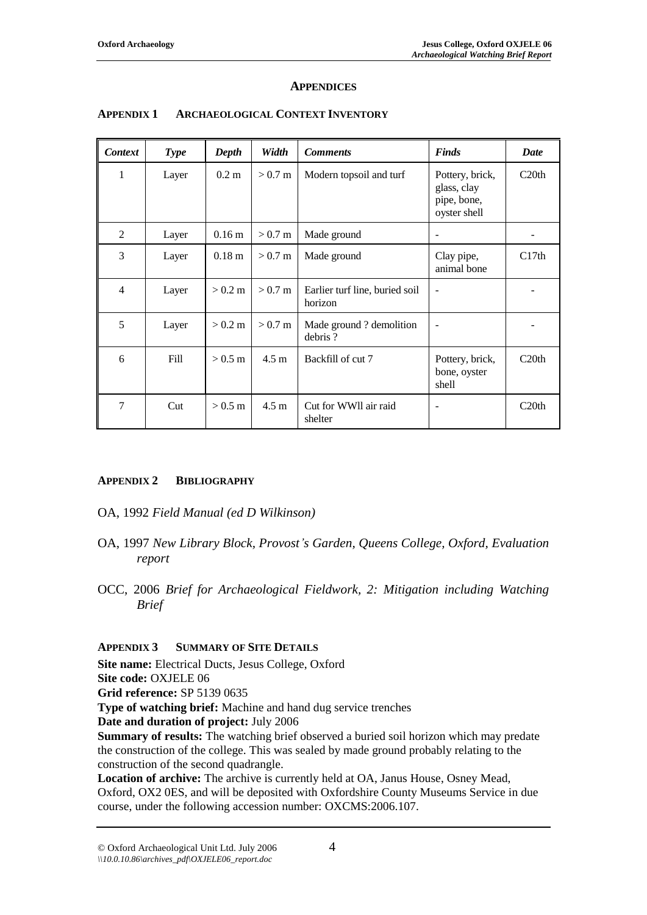# APPENDICES

## APPENDIX 1 ARCHAEOLOGICAL CONTEXT INVENTORY

| *Context* | *Type* | *Depth* | *Width* | *Comments* | *Finds* | *Date* |
|---|---|---|---|---|---|---|
| 1 | Layer | 0.2 m | > 0.7 m | Modern topsoil and turf | Pottery, brick, glass, clay pipe, bone, oyster shell | C20th |
| 2 | Layer | 0.16 m | > 0.7 m | Made ground | - | - |
| 3 | Layer | 0.18 m | > 0.7 m | Made ground | Clay pipe, animal bone | C17th |
| 4 | Layer | > 0.2 m | > 0.7 m | Earlier turf line, buried soil horizon | - | - |
| 5 | Layer | > 0.2 m | > 0.7 m | Made ground ? demolition debris ? | - | - |
| 6 | Fill | > 0.5 m | 4.5 m | Backfill of cut 7 | Pottery, brick, bone, oyster shell | C20th |
| 7 | Cut | > 0.5 m | 4.5 m | Cut for WWll air raid shelter | - | C20th |

## APPENDIX 2 BIBLIOGRAPHY

OA, 1992 *Field Manual (ed D Wilkinson)*

OA, 1997 *New Library Block, Provost's Garden, Queens College, Oxford, Evaluation report*

OCC, 2006 *Brief for Archaeological Fieldwork, 2: Mitigation including Watching Brief*

## APPENDIX 3 SUMMARY OF SITE DETAILS

**Site name:** Electrical Ducts, Jesus College, Oxford
**Site code:** OXJELE 06
**Grid reference:** SP 5139 0635
**Type of watching brief:** Machine and hand dug service trenches
**Date and duration of project:** July 2006
**Summary of results:** The watching brief observed a buried soil horizon which may predate the construction of the college. This was sealed by made ground probably relating to the construction of the second quadrangle.
**Location of archive:** The archive is currently held at OA, Janus House, Osney Mead, Oxford, OX2 0ES, and will be deposited with Oxfordshire County Museums Service in due course, under the following accession number: OXCMS:2006.107.